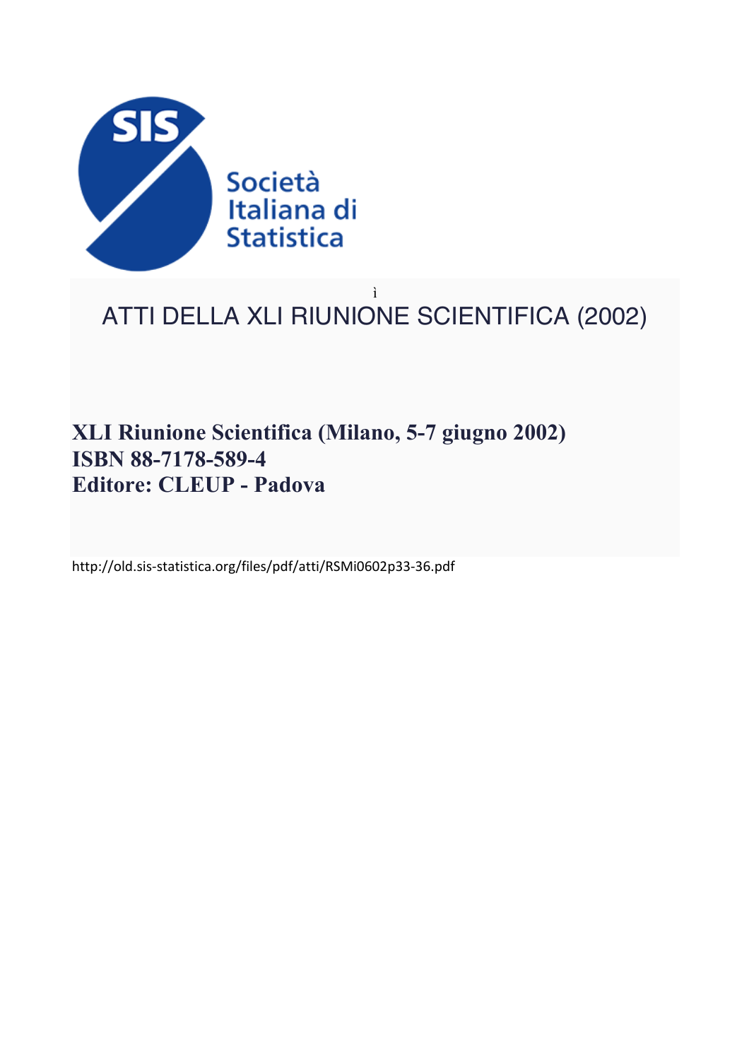Società Italiana di Statistica

ì

# ATTI DELLA XLI RIUNIONE SCIENTIFICA (2002)

**XLI Riunione Scientifica (Milano, 5-7 giugno 2002)**
**ISBN 88-7178-589-4**
**Editore: CLEUP - Padova**

http://old.sis-statistica.org/files/pdf/atti/RSMi0602p33-36.pdf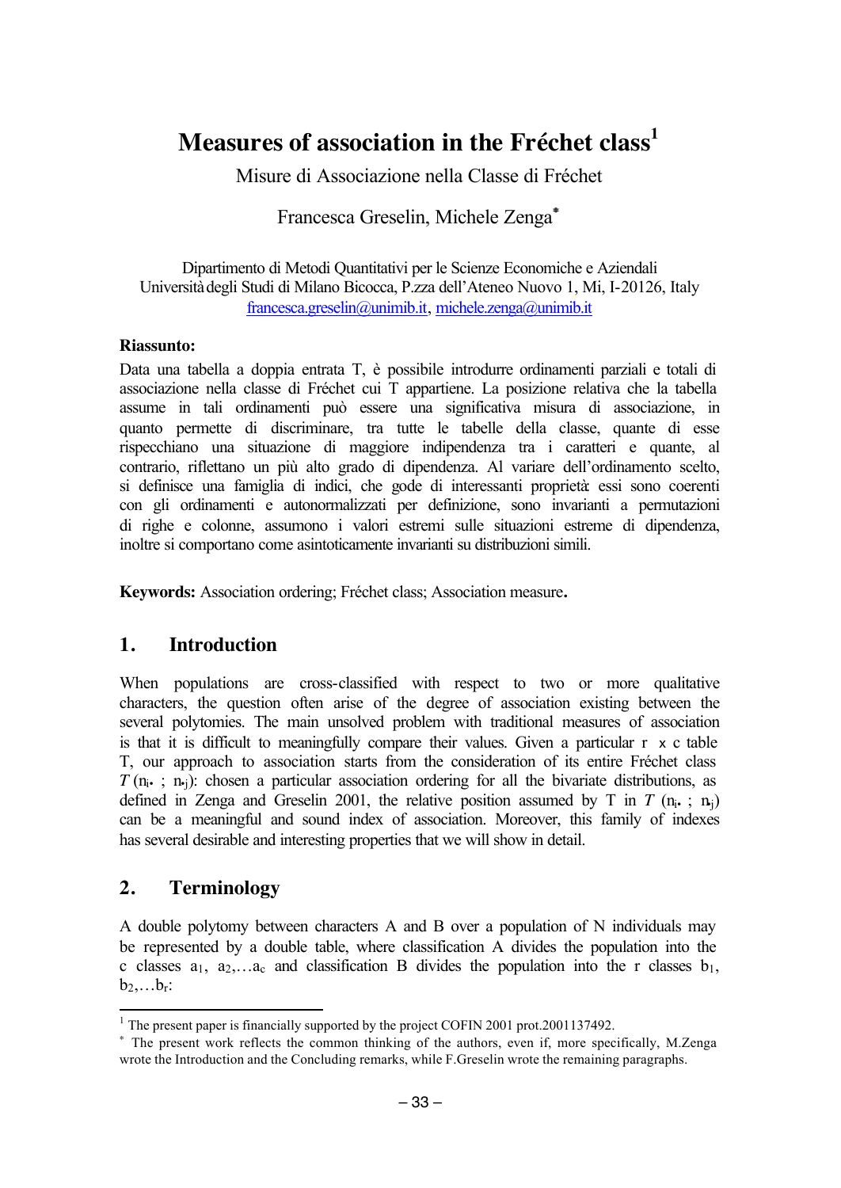# Measures of association in the Fréchet class[1]

Misure di Associazione nella Classe di Fréchet

Francesca Greselin, Michele Zenga[*]

Dipartimento di Metodi Quantitativi per le Scienze Economiche e Aziendali
Università degli Studi di Milano Bicocca, P.zza dell'Ateneo Nuovo 1, Mi, I-20126, Italy
francesca.greselin@unimib.it, michele.zenga@unimib.it

**Riassunto:**

Data una tabella a doppia entrata T, è possibile introdurre ordinamenti parziali e totali di associazione nella classe di Fréchet cui T appartiene. La posizione relativa che la tabella assume in tali ordinamenti può essere una significativa misura di associazione, in quanto permette di discriminare, tra tutte le tabelle della classe, quante di esse rispecchiano una situazione di maggiore indipendenza tra i caratteri e quante, al contrario, riflettano un più alto grado di dipendenza. Al variare dell'ordinamento scelto, si definisce una famiglia di indici, che gode di interessanti proprietà: essi sono coerenti con gli ordinamenti e autonormalizzati per definizione, sono invarianti a permutazioni di righe e colonne, assumono i valori estremi sulle situazioni estreme di dipendenza, inoltre si comportano come asintoticamente invarianti su distribuzioni simili.

**Keywords:** Association ordering; Fréchet class; Association measure**.**

## 1. Introduction

When populations are cross-classified with respect to two or more qualitative characters, the question often arise of the degree of association existing between the several polytomies. The main unsolved problem with traditional measures of association is that it is difficult to meaningfully compare their values. Given a particular r x c table T, our approach to association starts from the consideration of its entire Fréchet class $\mathcal{T}(n_{i\bullet}\ ;\ n_{\bullet j})$: chosen a particular association ordering for all the bivariate distributions, as defined in Zenga and Greselin 2001, the relative position assumed by T in $\mathcal{T}(n_{i\bullet}\ ;\ n_{\bullet j})$ can be a meaningful and sound index of association. Moreover, this family of indexes has several desirable and interesting properties that we will show in detail.

## 2. Terminology

A double polytomy between characters A and B over a population of N individuals may be represented by a double table, where classification A divides the population into the c classes $a_1, a_2, \ldots a_c$ and classification B divides the population into the r classes $b_1, b_2, \ldots b_r$:

---

[1] The present paper is financially supported by the project COFIN 2001 prot.2001137492.

[*] The present work reflects the common thinking of the authors, even if, more specifically, M.Zenga wrote the Introduction and the Concluding remarks, while F.Greselin wrote the remaining paragraphs.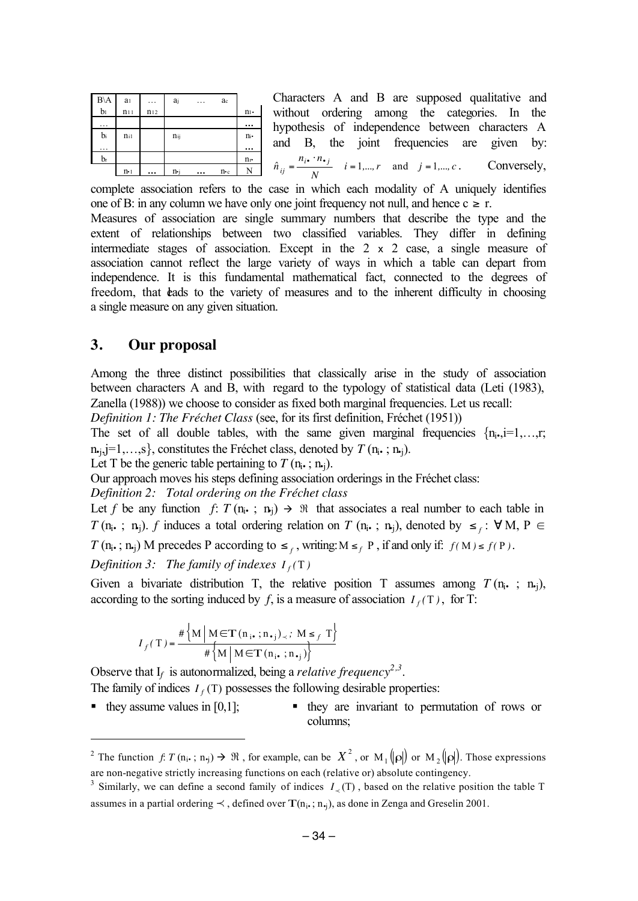| B\A | $a_1$ | … | $a_j$ | … | $a_c$ | |
|---|---|---|---|---|---|---|
| $b_1$ | $n_{11}$ | $n_{12}$ | | | | $n_{1\bullet}$ |
| … | | | | | | … |
| $b_i$ | $n_{i1}$ | | $n_{ij}$ | | | $n_{i\bullet}$ |
| … | | | | | | … |
| $b_r$ | | | | | | $n_{r\bullet}$ |
| | $n_{\bullet 1}$ | … | $n_{\bullet j}$ | … | $n_{\bullet c}$ | N |

Characters A and B are supposed qualitative and without ordering among the categories. In the hypothesis of independence between characters A and B, the joint frequencies are given by: $\hat{n}_{ij} = \frac{n_{i\bullet} \cdot n_{\bullet j}}{N} \quad i = 1,...,r \quad \text{and} \quad j = 1,...,c$. Conversely, complete association refers to the case in which each modality of A uniquely identifies one of B: in any column we have only one joint frequency not null, and hence $c \geq r$.

Measures of association are single summary numbers that describe the type and the extent of relationships between two classified variables. They differ in defining intermediate stages of association. Except in the 2 x 2 case, a single measure of association cannot reflect the large variety of ways in which a table can depart from independence. It is this fundamental mathematical fact, connected to the degrees of freedom, that leads to the variety of measures and to the inherent difficulty in choosing a single measure on any given situation.

## 3. Our proposal

Among the three distinct possibilities that classically arise in the study of association between characters A and B, with regard to the typology of statistical data (Leti (1983), Zanella (1988)) we choose to consider as fixed both marginal frequencies. Let us recall:

*Definition 1: The Fréchet Class* (see, for its first definition, Fréchet (1951))

The set of all double tables, with the same given marginal frequencies $\{n_{i\bullet}, i=1,\dots,r; n_{\bullet j}, j=1,\dots,s\}$, constitutes the Fréchet class, denoted by $T(n_{i\bullet}; n_{\bullet j})$.

Let T be the generic table pertaining to $T(n_{i\bullet}; n_{\bullet j})$.

Our approach moves his steps defining association orderings in the Fréchet class:

*Definition 2: Total ordering on the Fréchet class*

Let $f$ be any function $f$: $T(n_{i\bullet}; n_{\bullet j}) \rightarrow \Re$ that associates a real number to each table in $T(n_{i\bullet}; n_{\bullet j})$. $f$ induces a total ordering relation on $T(n_{i\bullet}; n_{\bullet j})$, denoted by $\leq_f$ : $\forall$ M, P $\in T(n_{i\bullet}; n_{\bullet j})$ M precedes P according to $\leq_f$, writing: $M \leq_f P$, if and only if: $f(M) \leq f(P)$.

*Definition 3: The family of indexes $I_f(T)$*

Given a bivariate distribution T, the relative position T assumes among $T(n_{i\bullet}; n_{\bullet j})$, according to the sorting induced by $f$, is a measure of association $I_f(T)$, for T:

$$I_f(T) = \frac{\#\left\{M \mid M \in \mathbf{T}(n_{i\bullet}; n_{\bullet j})_{\prec}; \ M \leq_f T\right\}}{\#\left\{M \mid M \in \mathbf{T}(n_{i\bullet}; n_{\bullet j})\right\}}$$

Observe that $I_f$ is autonormalized, being a *relative frequency*[2,3].

The family of indices $I_f(T)$ possesses the following desirable properties:

- they assume values in [0,1];
- they are invariant to permutation of rows or columns;

[2] The function $f$: $T(n_{i\bullet}; n_{\bullet j}) \rightarrow \Re$, for example, can be $X^2$, or $M_1(|\rho|)$ or $M_2(|\rho|)$. Those expressions are non-negative strictly increasing functions on each (relative or) absolute contingency.

[3] Similarly, we can define a second family of indices $I_{\prec}(T)$, based on the relative position the table T assumes in a partial ordering $\prec$, defined over $\mathbf{T}(n_{i\bullet}; n_{\bullet j})$, as done in Zenga and Greselin 2001.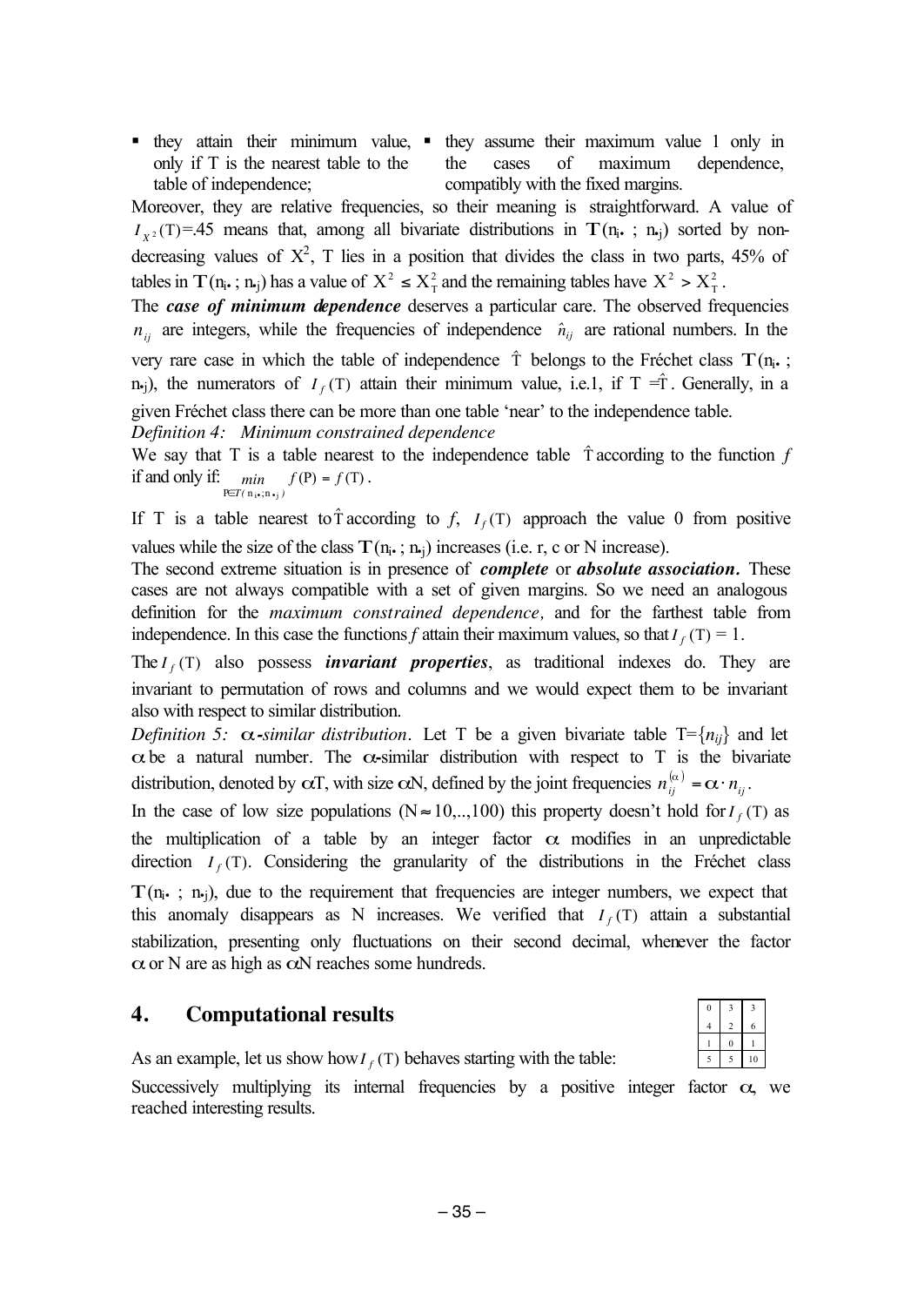- they attain their minimum value, only if T is the nearest table to the table of independence;
- they assume their maximum value 1 only in the cases of maximum dependence, compatibly with the fixed margins.

Moreover, they are relative frequencies, so their meaning is straightforward. A value of $I_{X^2}(\mathrm{T})$=.45 means that, among all bivariate distributions in $\mathbf{T}(n_{i\bullet}\ ;\ n_{\bullet j})$ sorted by non-decreasing values of $X^2$, T lies in a position that divides the class in two parts, 45% of tables in $\mathbf{T}(n_{i\bullet}\ ;\ n_{\bullet j})$ has a value of $X^2 \leq X^2_{\mathrm{T}}$ and the remaining tables have $X^2 > X^2_{\mathrm{T}}$.

The ***case of minimum dependence*** deserves a particular care. The observed frequencies $n_{ij}$ are integers, while the frequencies of independence $\hat{n}_{ij}$ are rational numbers. In the very rare case in which the table of independence $\hat{\mathrm{T}}$ belongs to the Fréchet class $\mathbf{T}(n_{i\bullet}\ ;\ n_{\bullet j})$, the numerators of $I_f(\mathrm{T})$ attain their minimum value, i.e.1, if T $=\hat{\mathrm{T}}$. Generally, in a given Fréchet class there can be more than one table 'near' to the independence table.

*Definition 4: Minimum constrained dependence*

We say that T is a table nearest to the independence table $\hat{\mathrm{T}}$ according to the function *f* if and only if: $\min\limits_{\mathrm{P}\in T(n_{i\bullet};n_{\bullet j})} f(\mathrm{P}) = f(\mathrm{T})$.

If T is a table nearest to $\hat{\mathrm{T}}$ according to *f*, $I_f(\mathrm{T})$ approach the value 0 from positive values while the size of the class $\mathbf{T}(n_{i\bullet}\ ;\ n_{\bullet j})$ increases (i.e. r, c or N increase).

The second extreme situation is in presence of ***complete*** or ***absolute association***. These cases are not always compatible with a set of given margins. So we need an analogous definition for the *maximum constrained dependence,* and for the farthest table from independence. In this case the functions *f* attain their maximum values, so that $I_f(\mathrm{T}) = 1$.

The $I_f(\mathrm{T})$ also possess ***invariant properties***, as traditional indexes do. They are invariant to permutation of rows and columns and we would expect them to be invariant also with respect to similar distribution.

*Definition 5: α-similar distribution*. Let T be a given bivariate table T=$\{n_{ij}\}$ and let $\alpha$ be a natural number. The $\alpha$-similar distribution with respect to T is the bivariate distribution, denoted by $\alpha$T, with size $\alpha$N, defined by the joint frequencies $n^{(\alpha)}_{ij} = \alpha \cdot n_{ij}$.

In the case of low size populations (N$\approx$10,..,100) this property doesn't hold for $I_f(\mathrm{T})$ as the multiplication of a table by an integer factor $\alpha$ modifies in an unpredictable direction $I_f(\mathrm{T})$. Considering the granularity of the distributions in the Fréchet class $\mathbf{T}(n_{i\bullet}\ ;\ n_{\bullet j})$, due to the requirement that frequencies are integer numbers, we expect that this anomaly disappears as N increases. We verified that $I_f(\mathrm{T})$ attain a substantial stabilization, presenting only fluctuations on their second decimal, whenever the factor $\alpha$ or N are as high as $\alpha$N reaches some hundreds.

## 4. Computational results

As an example, let us show how $I_f(\mathrm{T})$ behaves starting with the table:

| | | |
|---|---|---|
| 0 | 3 | 3 |
| 4 | 2 | 6 |
| 1 | 0 | 1 |
| 5 | 5 | 10 |

Successively multiplying its internal frequencies by a positive integer factor $\alpha$, we reached interesting results.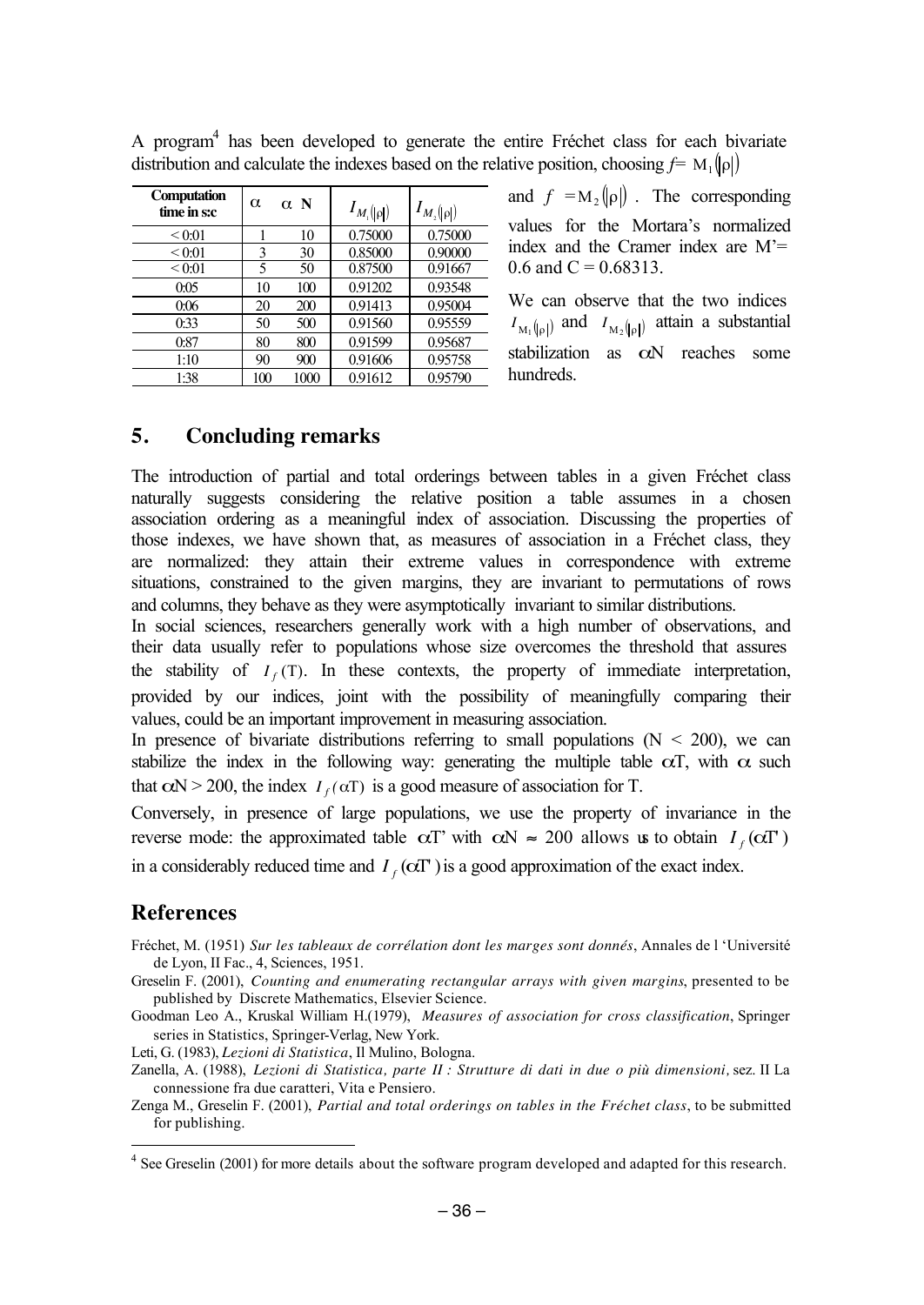A program[4] has been developed to generate the entire Fréchet class for each bivariate distribution and calculate the indexes based on the relative position, choosing $f = M_1(|\rho|)$ and $f = M_2(|\rho|)$. The corresponding values for the Mortara's normalized index and the Cramer index are M'= 0.6 and C = 0.68313.

| Computation time in sec | $\alpha$ | $\alpha$ N | $I_{M_1(\|\rho\|)}$ | $I_{M_2(\|\rho\|)}$ |
|---|---|---|---|---|
| < 0:01 | 1 | 10 | 0.75000 | 0.75000 |
| < 0:01 | 3 | 30 | 0.85000 | 0.90000 |
| < 0:01 | 5 | 50 | 0.87500 | 0.91667 |
| 0:05 | 10 | 100 | 0.91202 | 0.93548 |
| 0:06 | 20 | 200 | 0.91413 | 0.95004 |
| 0:33 | 50 | 500 | 0.91560 | 0.95559 |
| 0:87 | 80 | 800 | 0.91599 | 0.95687 |
| 1:10 | 90 | 900 | 0.91606 | 0.95758 |
| 1:38 | 100 | 1000 | 0.91612 | 0.95790 |

We can observe that the two indices $I_{M_1(|\rho|)}$ and $I_{M_2(|\rho|)}$ attain a substantial stabilization as $\alpha$N reaches some hundreds.

## 5. Concluding remarks

The introduction of partial and total orderings between tables in a given Fréchet class naturally suggests considering the relative position a table assumes in a chosen association ordering as a meaningful index of association. Discussing the properties of those indexes, we have shown that, as measures of association in a Fréchet class, they are normalized: they attain their extreme values in correspondence with extreme situations, constrained to the given margins, they are invariant to permutations of rows and columns, they behave as they were asymptotically invariant to similar distributions.

In social sciences, researchers generally work with a high number of observations, and their data usually refer to populations whose size overcomes the threshold that assures the stability of $I_f(\mathrm{T})$. In these contexts, the property of immediate interpretation, provided by our indices, joint with the possibility of meaningfully comparing their values, could be an important improvement in measuring association.

In presence of bivariate distributions referring to small populations (N < 200), we can stabilize the index in the following way: generating the multiple table $\alpha$T, with $\alpha$ such that $\alpha$N > 200, the index $I_f(\alpha\mathrm{T})$ is a good measure of association for T.

Conversely, in presence of large populations, we use the property of invariance in the reverse mode: the approximated table $\alpha$T' with $\alpha N \approx 200$ allows us to obtain $I_f(\alpha\mathrm{T}')$ in a considerably reduced time and $I_f(\alpha\mathrm{T}')$ is a good approximation of the exact index.

## References

Fréchet, M. (1951) *Sur les tableaux de corrélation dont les marges sont donnés*, Annales de l 'Université de Lyon, II Fac., 4, Sciences, 1951.

Greselin F. (2001), *Counting and enumerating rectangular arrays with given margins*, presented to be published by Discrete Mathematics, Elsevier Science.

Goodman Leo A., Kruskal William H.(1979), *Measures of association for cross classification*, Springer series in Statistics, Springer-Verlag, New York.

Leti, G. (1983), *Lezioni di Statistica*, Il Mulino, Bologna.

Zanella, A. (1988), *Lezioni di Statistica, parte II : Strutture di dati in due o più dimensioni*, sez. II La connessione fra due caratteri, Vita e Pensiero.

Zenga M., Greselin F. (2001), *Partial and total orderings on tables in the Fréchet class*, to be submitted for publishing.

[4] See Greselin (2001) for more details about the software program developed and adapted for this research.